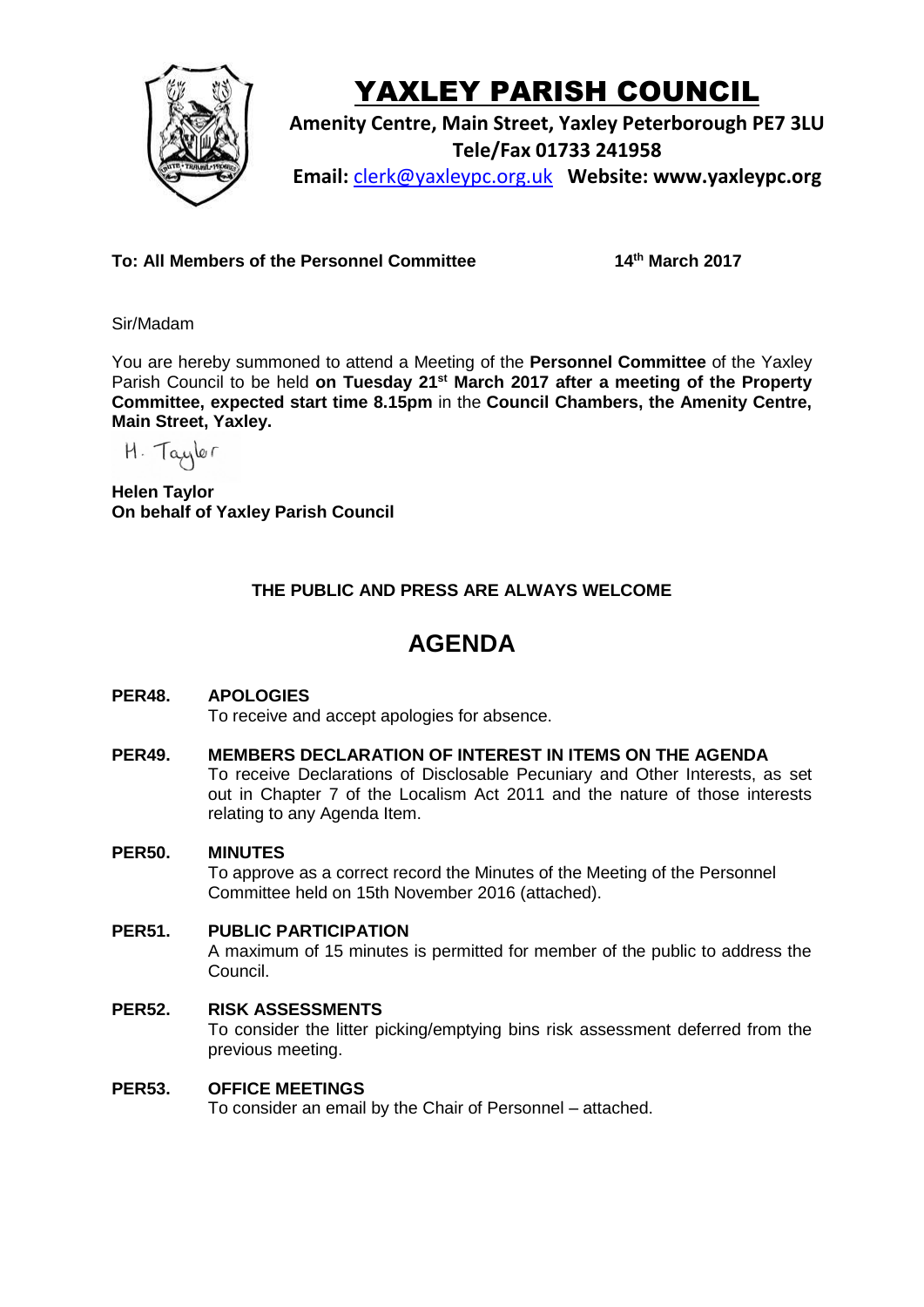# YAXLEY PARISH COUNCIL

**Amenity Centre, Main Street, Yaxley Peterborough PE7 3LU**
**Tele/Fax 01733 241958**
**Email:** clerk@yaxleypc.org.uk **Website: www.yaxleypc.org**

**To: All Members of the Personnel Committee** **14th March 2017**

Sir/Madam

You are hereby summoned to attend a Meeting of the **Personnel Committee** of the Yaxley Parish Council to be held **on Tuesday 21st March 2017 after a meeting of the Property Committee, expected start time 8.15pm** in the **Council Chambers, the Amenity Centre, Main Street, Yaxley.**

H. Taylor

**Helen Taylor**
**On behalf of Yaxley Parish Council**

**THE PUBLIC AND PRESS ARE ALWAYS WELCOME**

## AGENDA

**PER48. APOLOGIES**
To receive and accept apologies for absence.

**PER49. MEMBERS DECLARATION OF INTEREST IN ITEMS ON THE AGENDA**
To receive Declarations of Disclosable Pecuniary and Other Interests, as set out in Chapter 7 of the Localism Act 2011 and the nature of those interests relating to any Agenda Item.

**PER50. MINUTES**
To approve as a correct record the Minutes of the Meeting of the Personnel Committee held on 15th November 2016 (attached).

**PER51. PUBLIC PARTICIPATION**
A maximum of 15 minutes is permitted for member of the public to address the Council.

**PER52. RISK ASSESSMENTS**
To consider the litter picking/emptying bins risk assessment deferred from the previous meeting.

**PER53. OFFICE MEETINGS**
To consider an email by the Chair of Personnel – attached.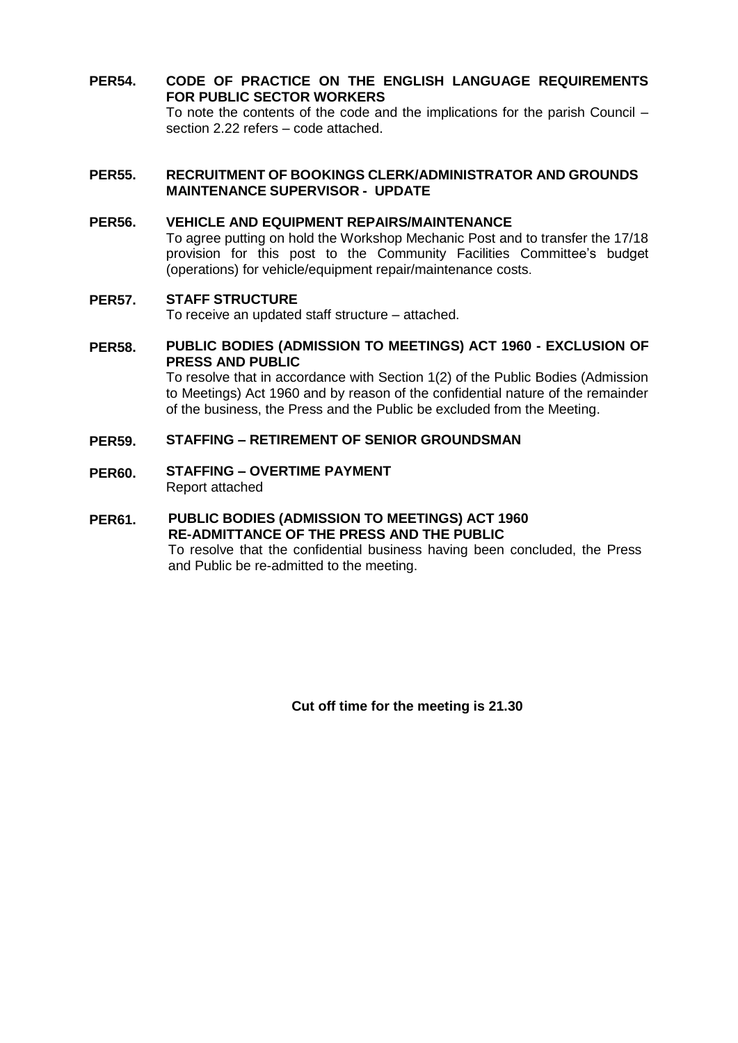**PER54. CODE OF PRACTICE ON THE ENGLISH LANGUAGE REQUIREMENTS FOR PUBLIC SECTOR WORKERS**

To note the contents of the code and the implications for the parish Council – section 2.22 refers – code attached.

**PER55. RECRUITMENT OF BOOKINGS CLERK/ADMINISTRATOR AND GROUNDS MAINTENANCE SUPERVISOR - UPDATE**

**PER56. VEHICLE AND EQUIPMENT REPAIRS/MAINTENANCE**

To agree putting on hold the Workshop Mechanic Post and to transfer the 17/18 provision for this post to the Community Facilities Committee's budget (operations) for vehicle/equipment repair/maintenance costs.

**PER57. STAFF STRUCTURE**

To receive an updated staff structure – attached.

**PER58. PUBLIC BODIES (ADMISSION TO MEETINGS) ACT 1960 - EXCLUSION OF PRESS AND PUBLIC**

To resolve that in accordance with Section 1(2) of the Public Bodies (Admission to Meetings) Act 1960 and by reason of the confidential nature of the remainder of the business, the Press and the Public be excluded from the Meeting.

**PER59. STAFFING – RETIREMENT OF SENIOR GROUNDSMAN**

**PER60. STAFFING – OVERTIME PAYMENT**

Report attached

**PER61. PUBLIC BODIES (ADMISSION TO MEETINGS) ACT 1960 RE-ADMITTANCE OF THE PRESS AND THE PUBLIC**

To resolve that the confidential business having been concluded, the Press and Public be re-admitted to the meeting.

**Cut off time for the meeting is 21.30**